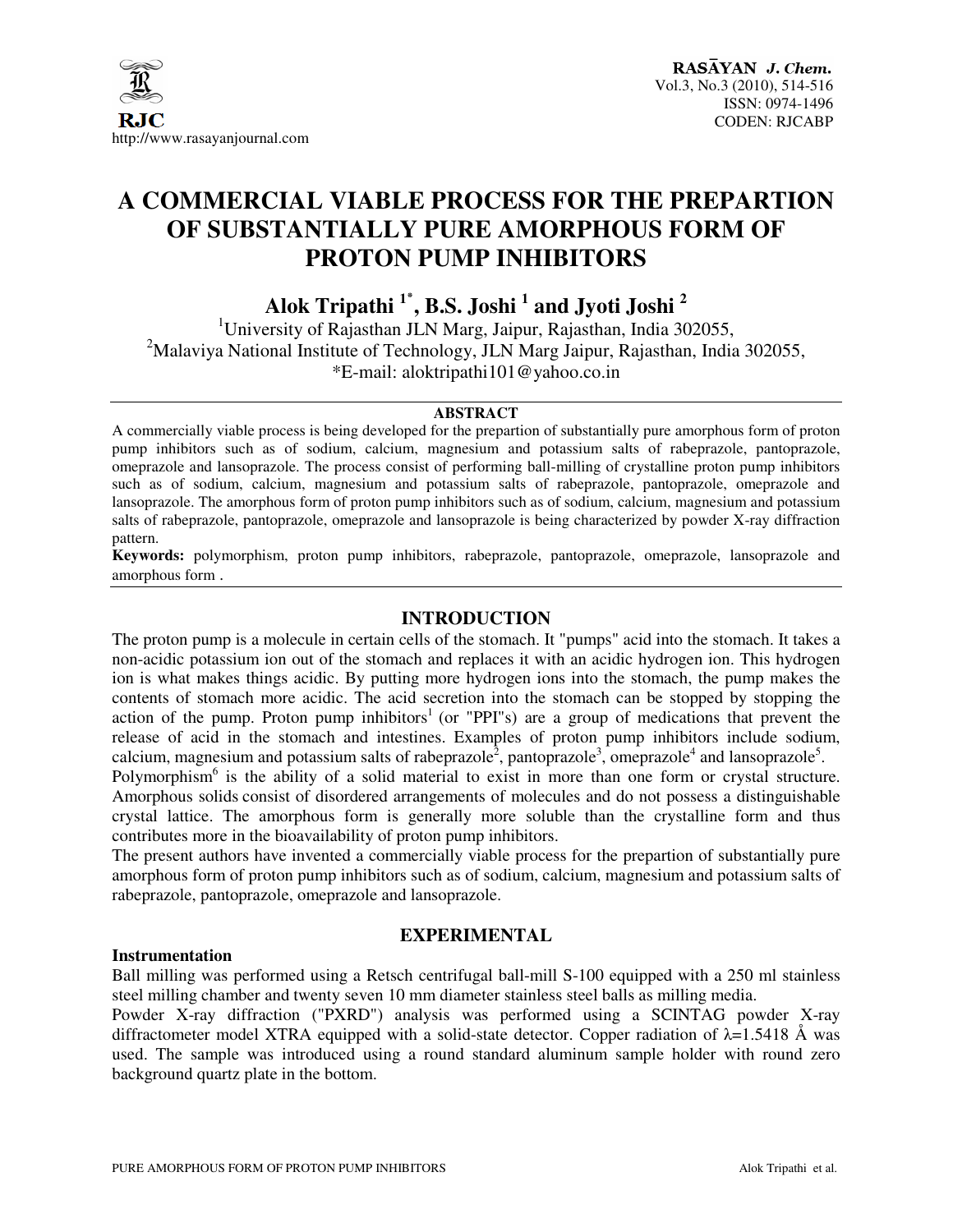# A COMMERCIAL VIABLE PROCESS FOR THE PREPARTION OF SUBSTANTIALLY PURE AMORPHOUS FORM OF PROTON PUMP INHIBITORS

**Alok Tripathi [1*], B.S. Joshi [1] and Jyoti Joshi [2]**

[1]University of Rajasthan JLN Marg, Jaipur, Rajasthan, India 302055,
[2]Malaviya National Institute of Technology, JLN Marg Jaipur, Rajasthan, India 302055,
*E-mail: aloktripathi101@yahoo.co.in

## ABSTRACT

A commercially viable process is being developed for the prepartion of substantially pure amorphous form of proton pump inhibitors such as of sodium, calcium, magnesium and potassium salts of rabeprazole, pantoprazole, omeprazole and lansoprazole. The process consist of performing ball-milling of crystalline proton pump inhibitors such as of sodium, calcium, magnesium and potassium salts of rabeprazole, pantoprazole, omeprazole and lansoprazole. The amorphous form of proton pump inhibitors such as of sodium, calcium, magnesium and potassium salts of rabeprazole, pantoprazole, omeprazole and lansoprazole is being characterized by powder X-ray diffraction pattern.

**Keywords:** polymorphism, proton pump inhibitors, rabeprazole, pantoprazole, omeprazole, lansoprazole and amorphous form .

## INTRODUCTION

The proton pump is a molecule in certain cells of the stomach. It "pumps" acid into the stomach. It takes a non-acidic potassium ion out of the stomach and replaces it with an acidic hydrogen ion. This hydrogen ion is what makes things acidic. By putting more hydrogen ions into the stomach, the pump makes the contents of stomach more acidic. The acid secretion into the stomach can be stopped by stopping the action of the pump. Proton pump inhibitors[1] (or "PPI"s) are a group of medications that prevent the release of acid in the stomach and intestines. Examples of proton pump inhibitors include sodium, calcium, magnesium and potassium salts of rabeprazole[2], pantoprazole[3], omeprazole[4] and lansoprazole[5].

Polymorphism[6] is the ability of a solid material to exist in more than one form or crystal structure. Amorphous solids consist of disordered arrangements of molecules and do not possess a distinguishable crystal lattice. The amorphous form is generally more soluble than the crystalline form and thus contributes more in the bioavailability of proton pump inhibitors.

The present authors have invented a commercially viable process for the prepartion of substantially pure amorphous form of proton pump inhibitors such as of sodium, calcium, magnesium and potassium salts of rabeprazole, pantoprazole, omeprazole and lansoprazole.

## EXPERIMENTAL

### Instrumentation

Ball milling was performed using a Retsch centrifugal ball-mill S-100 equipped with a 250 ml stainless steel milling chamber and twenty seven 10 mm diameter stainless steel balls as milling media.

Powder X-ray diffraction ("PXRD") analysis was performed using a SCINTAG powder X-ray diffractometer model XTRA equipped with a solid-state detector. Copper radiation of $\lambda$=1.5418 Å was used. The sample was introduced using a round standard aluminum sample holder with round zero background quartz plate in the bottom.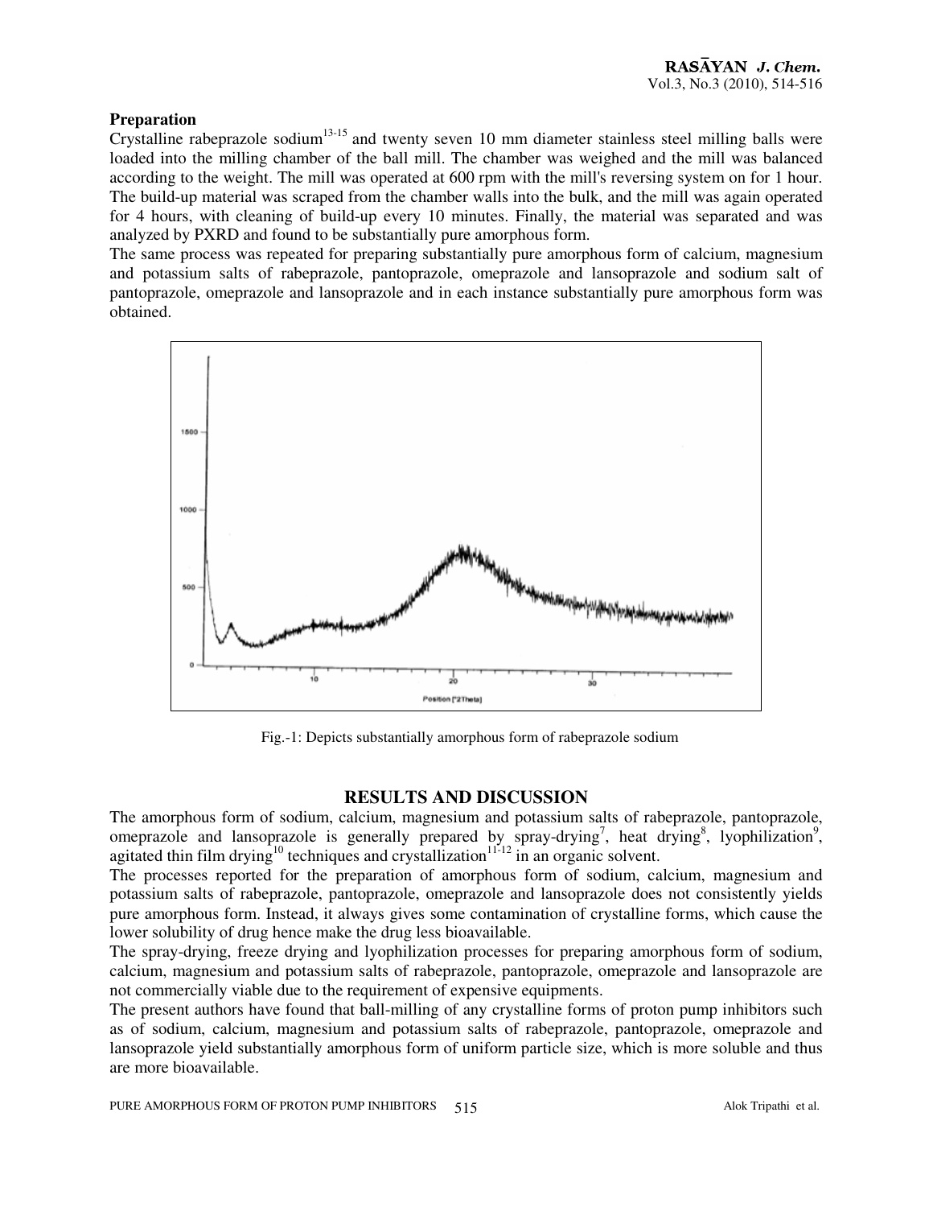**Preparation**

Crystalline rabeprazole sodium[13-15] and twenty seven 10 mm diameter stainless steel milling balls were loaded into the milling chamber of the ball mill. The chamber was weighed and the mill was balanced according to the weight. The mill was operated at 600 rpm with the mill's reversing system on for 1 hour. The build-up material was scraped from the chamber walls into the bulk, and the mill was again operated for 4 hours, with cleaning of build-up every 10 minutes. Finally, the material was separated and was analyzed by PXRD and found to be substantially pure amorphous form.

The same process was repeated for preparing substantially pure amorphous form of calcium, magnesium and potassium salts of rabeprazole, pantoprazole, omeprazole and lansoprazole and sodium salt of pantoprazole, omeprazole and lansoprazole and in each instance substantially pure amorphous form was obtained.

Fig.-1: Depicts substantially amorphous form of rabeprazole sodium

## RESULTS AND DISCUSSION

The amorphous form of sodium, calcium, magnesium and potassium salts of rabeprazole, pantoprazole, omeprazole and lansoprazole is generally prepared by spray-drying[7], heat drying[8], lyophilization[9], agitated thin film drying[10] techniques and crystallization[11-12] in an organic solvent.

The processes reported for the preparation of amorphous form of sodium, calcium, magnesium and potassium salts of rabeprazole, pantoprazole, omeprazole and lansoprazole does not consistently yields pure amorphous form. Instead, it always gives some contamination of crystalline forms, which cause the lower solubility of drug hence make the drug less bioavailable.

The spray-drying, freeze drying and lyophilization processes for preparing amorphous form of sodium, calcium, magnesium and potassium salts of rabeprazole, pantoprazole, omeprazole and lansoprazole are not commercially viable due to the requirement of expensive equipments.

The present authors have found that ball-milling of any crystalline forms of proton pump inhibitors such as of sodium, calcium, magnesium and potassium salts of rabeprazole, pantoprazole, omeprazole and lansoprazole yield substantially amorphous form of uniform particle size, which is more soluble and thus are more bioavailable.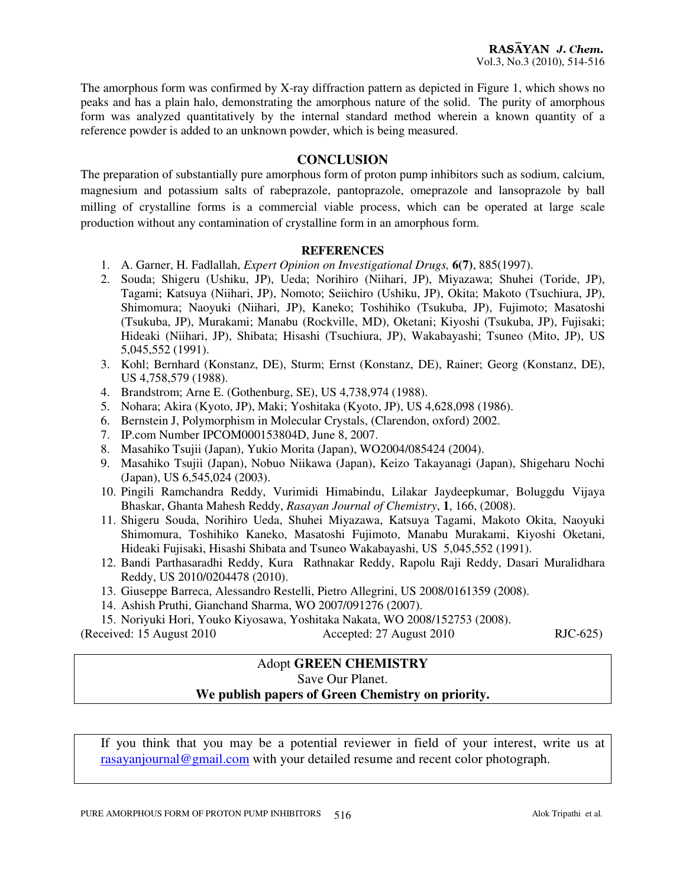The amorphous form was confirmed by X-ray diffraction pattern as depicted in Figure 1, which shows no peaks and has a plain halo, demonstrating the amorphous nature of the solid. The purity of amorphous form was analyzed quantitatively by the internal standard method wherein a known quantity of a reference powder is added to an unknown powder, which is being measured.

## CONCLUSION

The preparation of substantially pure amorphous form of proton pump inhibitors such as sodium, calcium, magnesium and potassium salts of rabeprazole, pantoprazole, omeprazole and lansoprazole by ball milling of crystalline forms is a commercial viable process, which can be operated at large scale production without any contamination of crystalline form in an amorphous form.

## REFERENCES

1. A. Garner, H. Fadlallah, *Expert Opinion on Investigational Drugs,* **6(7)**, 885(1997).
2. Souda; Shigeru (Ushiku, JP), Ueda; Norihiro (Niihari, JP), Miyazawa; Shuhei (Toride, JP), Tagami; Katsuya (Niihari, JP), Nomoto; Seiichiro (Ushiku, JP), Okita; Makoto (Tsuchiura, JP), Shimomura; Naoyuki (Niihari, JP), Kaneko; Toshihiko (Tsukuba, JP), Fujimoto; Masatoshi (Tsukuba, JP), Murakami; Manabu (Rockville, MD), Oketani; Kiyoshi (Tsukuba, JP), Fujisaki; Hideaki (Niihari, JP), Shibata; Hisashi (Tsuchiura, JP), Wakabayashi; Tsuneo (Mito, JP), US 5,045,552 (1991).
3. Kohl; Bernhard (Konstanz, DE), Sturm; Ernst (Konstanz, DE), Rainer; Georg (Konstanz, DE), US 4,758,579 (1988).
4. Brandstrom; Arne E. (Gothenburg, SE), US 4,738,974 (1988).
5. Nohara; Akira (Kyoto, JP), Maki; Yoshitaka (Kyoto, JP), US 4,628,098 (1986).
6. Bernstein J, Polymorphism in Molecular Crystals, (Clarendon, oxford) 2002.
7. IP.com Number IPCOM000153804D, June 8, 2007.
8. Masahiko Tsujii (Japan), Yukio Morita (Japan), WO2004/085424 (2004).
9. Masahiko Tsujii (Japan), Nobuo Niikawa (Japan), Keizo Takayanagi (Japan), Shigeharu Nochi (Japan), US 6,545,024 (2003).
10. Pingili Ramchandra Reddy, Vurimidi Himabindu, Lilakar Jaydeepkumar, Boluggdu Vijaya Bhaskar, Ghanta Mahesh Reddy, *Rasayan Journal of Chemistry*, **1**, 166, (2008).
11. Shigeru Souda, Norihiro Ueda, Shuhei Miyazawa, Katsuya Tagami, Makoto Okita, Naoyuki Shimomura, Toshihiko Kaneko, Masatoshi Fujimoto, Manabu Murakami, Kiyoshi Oketani, Hideaki Fujisaki, Hisashi Shibata and Tsuneo Wakabayashi, US 5,045,552 (1991).
12. Bandi Parthasaradhi Reddy, Kura Rathnakar Reddy, Rapolu Raji Reddy, Dasari Muralidhara Reddy, US 2010/0204478 (2010).
13. Giuseppe Barreca, Alessandro Restelli, Pietro Allegrini, US 2008/0161359 (2008).
14. Ashish Pruthi, Gianchand Sharma, WO 2007/091276 (2007).
15. Noriyuki Hori, Youko Kiyosawa, Yoshitaka Nakata, WO 2008/152753 (2008).

(Received: 15 August 2010 Accepted: 27 August 2010 RJC-625)

Adopt **GREEN CHEMISTRY**
Save Our Planet.
**We publish papers of Green Chemistry on priority.**

If you think that you may be a potential reviewer in field of your interest, write us at rasayanjournal@gmail.com with your detailed resume and recent color photograph.